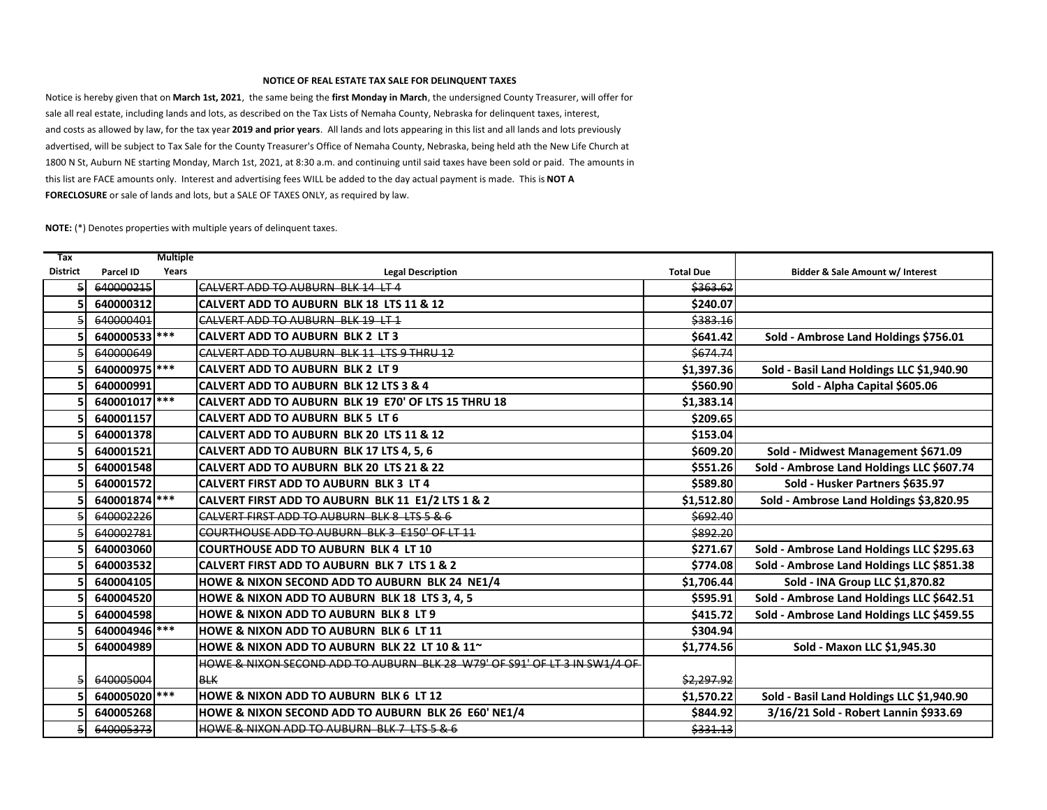**NOTICE OF REAL ESTATE TAX SALE FOR DELINQUENT TAXES**

Notice is hereby given that on **March 1st, 2021**, the same being the **first Monday in March**, the undersigned County Treasurer, will offer for sale all real estate, including lands and lots, as described on the Tax Lists of Nemaha County, Nebraska for delinquent taxes, interest, and costs as allowed by law, for the tax year **2019 and prior years**. All lands and lots appearing in this list and all lands and lots previously advertised, will be subject to Tax Sale for the County Treasurer's Office of Nemaha County, Nebraska, being held ath the New Life Church at 1800 N St, Auburn NE starting Monday, March 1st, 2021, at 8:30 a.m. and continuing until said taxes have been sold or paid. The amounts in this list are FACE amounts only. Interest and advertising fees WILL be added to the day actual payment is made. This is **NOT A FORECLOSURE** or sale of lands and lots, but a SALE OF TAXES ONLY, as required by law.

**NOTE:** (*) Denotes properties with multiple years of delinquent taxes.

| Tax District | Parcel ID | Multiple Years | Legal Description | Total Due | Bidder & Sale Amount w/ Interest |
|---|---|---|---|---|---|
| ~~5~~ | ~~640000215~~ | | ~~CALVERT ADD TO AUBURN BLK 14 LT 4~~ | ~~$363.62~~ | |
| **5** | **640000312** | | **CALVERT ADD TO AUBURN BLK 18 LTS 11 & 12** | **$240.07** | |
| ~~5~~ | ~~640000401~~ | | ~~CALVERT ADD TO AUBURN BLK 19 LT 1~~ | ~~$383.16~~ | |
| **5** | **640000533** | *** | **CALVERT ADD TO AUBURN BLK 2 LT 3** | **$641.42** | **Sold - Ambrose Land Holdings $756.01** |
| ~~5~~ | ~~640000649~~ | | ~~CALVERT ADD TO AUBURN BLK 11 LTS 9 THRU 12~~ | ~~$674.74~~ | |
| **5** | **640000975** | *** | **CALVERT ADD TO AUBURN BLK 2 LT 9** | **$1,397.36** | **Sold - Basil Land Holdings LLC $1,940.90** |
| **5** | **640000991** | | **CALVERT ADD TO AUBURN BLK 12 LTS 3 & 4** | **$560.90** | **Sold - Alpha Capital $605.06** |
| **5** | **640001017** | *** | **CALVERT ADD TO AUBURN BLK 19 E70' OF LTS 15 THRU 18** | **$1,383.14** | |
| **5** | **640001157** | | **CALVERT ADD TO AUBURN BLK 5 LT 6** | **$209.65** | |
| **5** | **640001378** | | **CALVERT ADD TO AUBURN BLK 20 LTS 11 & 12** | **$153.04** | |
| **5** | **640001521** | | **CALVERT ADD TO AUBURN BLK 17 LTS 4, 5, 6** | **$609.20** | **Sold - Midwest Management $671.09** |
| **5** | **640001548** | | **CALVERT ADD TO AUBURN BLK 20 LTS 21 & 22** | **$551.26** | **Sold - Ambrose Land Holdings LLC $607.74** |
| **5** | **640001572** | | **CALVERT FIRST ADD TO AUBURN BLK 3 LT 4** | **$589.80** | **Sold - Husker Partners $635.97** |
| **5** | **640001874** | *** | **CALVERT FIRST ADD TO AUBURN BLK 11 E1/2 LTS 1 & 2** | **$1,512.80** | **Sold - Ambrose Land Holdings $3,820.95** |
| ~~5~~ | ~~640002226~~ | | ~~CALVERT FIRST ADD TO AUBURN BLK 8 LTS 5 & 6~~ | ~~$692.40~~ | |
| ~~5~~ | ~~640002781~~ | | ~~COURTHOUSE ADD TO AUBURN BLK 3 E150' OF LT 11~~ | ~~$892.20~~ | |
| **5** | **640003060** | | **COURTHOUSE ADD TO AUBURN BLK 4 LT 10** | **$271.67** | **Sold - Ambrose Land Holdings LLC $295.63** |
| **5** | **640003532** | | **CALVERT FIRST ADD TO AUBURN BLK 7 LTS 1 & 2** | **$774.08** | **Sold - Ambrose Land Holdings LLC $851.38** |
| **5** | **640004105** | | **HOWE & NIXON SECOND ADD TO AUBURN BLK 24 NE1/4** | **$1,706.44** | **Sold - INA Group LLC $1,870.82** |
| **5** | **640004520** | | **HOWE & NIXON ADD TO AUBURN BLK 18 LTS 3, 4, 5** | **$595.91** | **Sold - Ambrose Land Holdings LLC $642.51** |
| **5** | **640004598** | | **HOWE & NIXON ADD TO AUBURN BLK 8 LT 9** | **$415.72** | **Sold - Ambrose Land Holdings LLC $459.55** |
| **5** | **640004946** | *** | **HOWE & NIXON ADD TO AUBURN BLK 6 LT 11** | **$304.94** | |
| **5** | **640004989** | | **HOWE & NIXON ADD TO AUBURN BLK 22 LT 10 & 11~** | **$1,774.56** | **Sold - Maxon LLC $1,945.30** |
| ~~5~~ | ~~640005004~~ | | ~~HOWE & NIXON SECOND ADD TO AUBURN BLK 28 W79' OF S91' OF LT 3 IN SW1/4 OF BLK~~ | ~~$2,297.92~~ | |
| **5** | **640005020** | *** | **HOWE & NIXON ADD TO AUBURN BLK 6 LT 12** | **$1,570.22** | **Sold - Basil Land Holdings LLC $1,940.90** |
| **5** | **640005268** | | **HOWE & NIXON SECOND ADD TO AUBURN BLK 26 E60' NE1/4** | **$844.92** | **3/16/21 Sold - Robert Lannin $933.69** |
| ~~5~~ | ~~640005373~~ | | ~~HOWE & NIXON ADD TO AUBURN BLK 7 LTS 5 & 6~~ | ~~$331.13~~ | |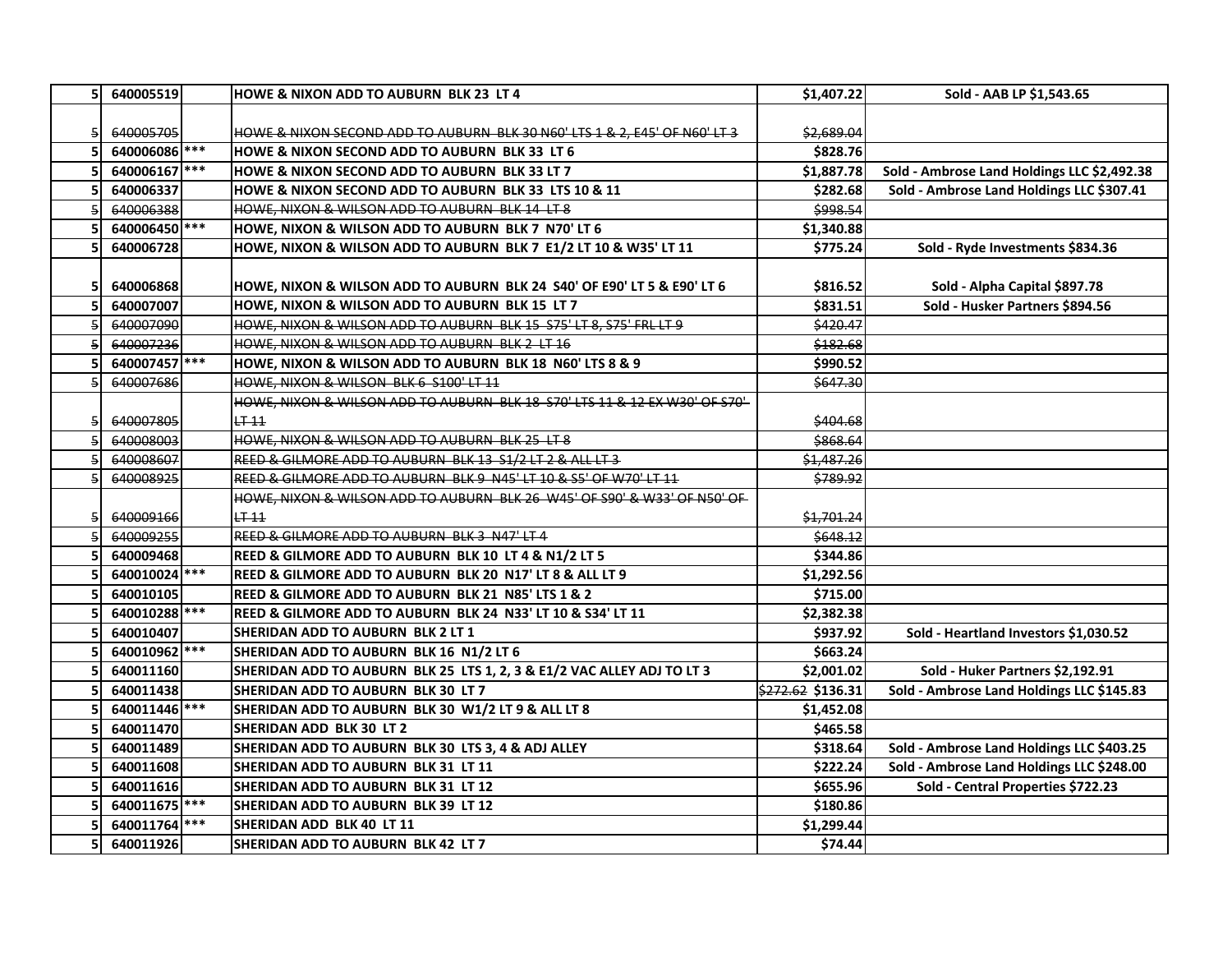| | | | | | |
|---|---|---|---|---|---|
| 5 | 640005519 | | HOWE & NIXON ADD TO AUBURN BLK 23 LT 4 | $1,407.22 | Sold - AAB LP $1,543.65 |
| ~~5~~ | ~~640005705~~ | | ~~HOWE & NIXON SECOND ADD TO AUBURN BLK 30 N60' LTS 1 & 2, E45' OF N60' LT 3~~ | ~~$2,689.04~~ | |
| 5 | 640006086 | *** | HOWE & NIXON SECOND ADD TO AUBURN BLK 33 LT 6 | $828.76 | |
| 5 | 640006167 | *** | HOWE & NIXON SECOND ADD TO AUBURN BLK 33 LT 7 | $1,887.78 | Sold - Ambrose Land Holdings LLC $2,492.38 |
| 5 | 640006337 | | HOWE & NIXON SECOND ADD TO AUBURN BLK 33 LTS 10 & 11 | $282.68 | Sold - Ambrose Land Holdings LLC $307.41 |
| ~~5~~ | ~~640006388~~ | | ~~HOWE, NIXON & WILSON ADD TO AUBURN BLK 14 LT 8~~ | ~~$998.54~~ | |
| 5 | 640006450 | *** | HOWE, NIXON & WILSON ADD TO AUBURN BLK 7 N70' LT 6 | $1,340.88 | |
| 5 | 640006728 | | HOWE, NIXON & WILSON ADD TO AUBURN BLK 7 E1/2 LT 10 & W35' LT 11 | $775.24 | Sold - Ryde Investments $834.36 |
| 5 | 640006868 | | HOWE, NIXON & WILSON ADD TO AUBURN BLK 24 S40' OF E90' LT 5 & E90' LT 6 | $816.52 | Sold - Alpha Capital $897.78 |
| 5 | 640007007 | | HOWE, NIXON & WILSON ADD TO AUBURN BLK 15 LT 7 | $831.51 | Sold - Husker Partners $894.56 |
| ~~5~~ | ~~640007090~~ | | ~~HOWE, NIXON & WILSON ADD TO AUBURN BLK 15 S75' LT 8, S75' FRL LT 9~~ | ~~$420.47~~ | |
| ~~5~~ | ~~640007236~~ | | ~~HOWE, NIXON & WILSON ADD TO AUBURN BLK 2 LT 16~~ | ~~$182.68~~ | |
| 5 | 640007457 | *** | HOWE, NIXON & WILSON ADD TO AUBURN BLK 18 N60' LTS 8 & 9 | $990.52 | |
| ~~5~~ | ~~640007686~~ | | ~~HOWE, NIXON & WILSON BLK 6 S100' LT 11~~ | ~~$647.30~~ | |
| ~~5~~ | ~~640007805~~ | | ~~HOWE, NIXON & WILSON ADD TO AUBURN BLK 18 S70' LTS 11 & 12 EX W30' OF S70' LT 11~~ | ~~$404.68~~ | |
| ~~5~~ | ~~640008003~~ | | ~~HOWE, NIXON & WILSON ADD TO AUBURN BLK 25 LT 8~~ | ~~$868.64~~ | |
| ~~5~~ | ~~640008607~~ | | ~~REED & GILMORE ADD TO AUBURN BLK 13 S1/2 LT 2 & ALL LT 3~~ | ~~$1,487.26~~ | |
| ~~5~~ | ~~640008925~~ | | ~~REED & GILMORE ADD TO AUBURN BLK 9 N45' LT 10 & S5' OF W70' LT 11~~ | ~~$789.92~~ | |
| ~~5~~ | ~~640009166~~ | | ~~HOWE, NIXON & WILSON ADD TO AUBURN BLK 26 W45' OF S90' & W33' OF N50' OF LT 11~~ | ~~$1,701.24~~ | |
| ~~5~~ | ~~640009255~~ | | ~~REED & GILMORE ADD TO AUBURN BLK 3 N47' LT 4~~ | ~~$648.12~~ | |
| 5 | 640009468 | | REED & GILMORE ADD TO AUBURN BLK 10 LT 4 & N1/2 LT 5 | $344.86 | |
| 5 | 640010024 | *** | REED & GILMORE ADD TO AUBURN BLK 20 N17' LT 8 & ALL LT 9 | $1,292.56 | |
| 5 | 640010105 | | REED & GILMORE ADD TO AUBURN BLK 21 N85' LTS 1 & 2 | $715.00 | |
| 5 | 640010288 | *** | REED & GILMORE ADD TO AUBURN BLK 24 N33' LT 10 & S34' LT 11 | $2,382.38 | |
| 5 | 640010407 | | SHERIDAN ADD TO AUBURN BLK 2 LT 1 | $937.92 | Sold - Heartland Investors $1,030.52 |
| 5 | 640010962 | *** | SHERIDAN ADD TO AUBURN BLK 16 N1/2 LT 6 | $663.24 | |
| 5 | 640011160 | | SHERIDAN ADD TO AUBURN BLK 25 LTS 1, 2, 3 & E1/2 VAC ALLEY ADJ TO LT 3 | $2,001.02 | Sold - Huker Partners $2,192.91 |
| 5 | 640011438 | | SHERIDAN ADD TO AUBURN BLK 30 LT 7 | ~~$272.62~~ $136.31 | Sold - Ambrose Land Holdings LLC $145.83 |
| 5 | 640011446 | *** | SHERIDAN ADD TO AUBURN BLK 30 W1/2 LT 9 & ALL LT 8 | $1,452.08 | |
| 5 | 640011470 | | SHERIDAN ADD BLK 30 LT 2 | $465.58 | |
| 5 | 640011489 | | SHERIDAN ADD TO AUBURN BLK 30 LTS 3, 4 & ADJ ALLEY | $318.64 | Sold - Ambrose Land Holdings LLC $403.25 |
| 5 | 640011608 | | SHERIDAN ADD TO AUBURN BLK 31 LT 11 | $222.24 | Sold - Ambrose Land Holdings LLC $248.00 |
| 5 | 640011616 | | SHERIDAN ADD TO AUBURN BLK 31 LT 12 | $655.96 | Sold - Central Properties $722.23 |
| 5 | 640011675 | *** | SHERIDAN ADD TO AUBURN BLK 39 LT 12 | $180.86 | |
| 5 | 640011764 | *** | SHERIDAN ADD BLK 40 LT 11 | $1,299.44 | |
| 5 | 640011926 | | SHERIDAN ADD TO AUBURN BLK 42 LT 7 | $74.44 | |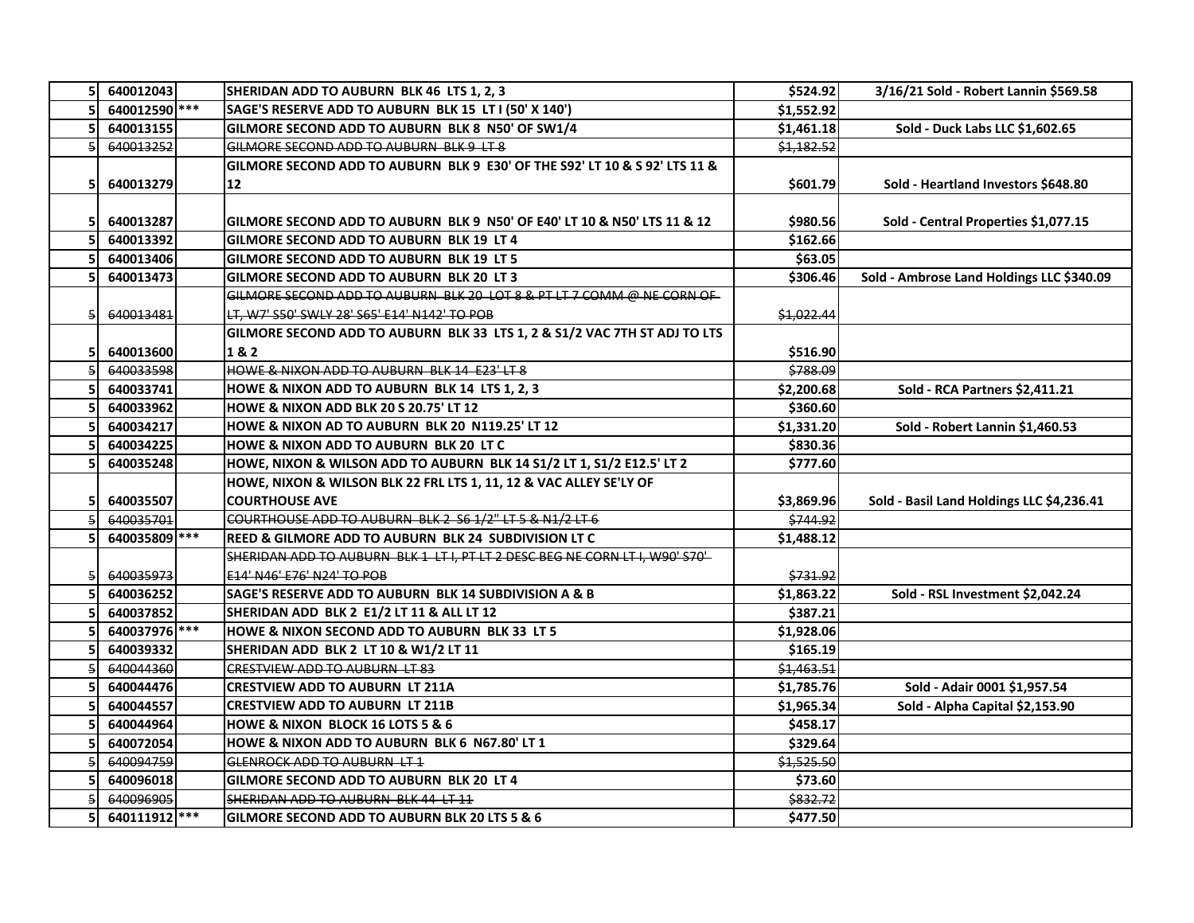| | | | | | |
|---|---|---|---|---|---|
| 5 | 640012043 | | **SHERIDAN ADD TO AUBURN BLK 46 LTS 1, 2, 3** | **$524.92** | **3/16/21 Sold - Robert Lannin $569.58** |
| 5 | 640012590 | *** | **SAGE'S RESERVE ADD TO AUBURN BLK 15 LT I (50' X 140')** | **$1,552.92** | |
| 5 | 640013155 | | **GILMORE SECOND ADD TO AUBURN BLK 8 N50' OF SW1/4** | **$1,461.18** | **Sold - Duck Labs LLC $1,602.65** |
| ~~5~~ | ~~640013252~~ | | ~~GILMORE SECOND ADD TO AUBURN BLK 9 LT 8~~ | ~~$1,182.52~~ | |
| 5 | 640013279 | | **GILMORE SECOND ADD TO AUBURN BLK 9 E30' OF THE S92' LT 10 & S 92' LTS 11 & 12** | **$601.79** | **Sold - Heartland Investors $648.80** |
| 5 | 640013287 | | **GILMORE SECOND ADD TO AUBURN BLK 9 N50' OF E40' LT 10 & N50' LTS 11 & 12** | **$980.56** | **Sold - Central Properties $1,077.15** |
| 5 | 640013392 | | **GILMORE SECOND ADD TO AUBURN BLK 19 LT 4** | **$162.66** | |
| 5 | 640013406 | | **GILMORE SECOND ADD TO AUBURN BLK 19 LT 5** | **$63.05** | |
| 5 | 640013473 | | **GILMORE SECOND ADD TO AUBURN BLK 20 LT 3** | **$306.46** | **Sold - Ambrose Land Holdings LLC $340.09** |
| ~~5~~ | ~~640013481~~ | | ~~GILMORE SECOND ADD TO AUBURN BLK 20 LOT 8 & PT LT 7 COMM @ NE CORN OF LT, W7' S50' SWLY 28' S65' E14' N142' TO POB~~ | ~~$1,022.44~~ | |
| 5 | 640013600 | | **GILMORE SECOND ADD TO AUBURN BLK 33 LTS 1, 2 & S1/2 VAC 7TH ST ADJ TO LTS 1 & 2** | **$516.90** | |
| ~~5~~ | ~~640033598~~ | | ~~HOWE & NIXON ADD TO AUBURN BLK 14 E23' LT 8~~ | ~~$788.09~~ | |
| 5 | 640033741 | | **HOWE & NIXON ADD TO AUBURN BLK 14 LTS 1, 2, 3** | **$2,200.68** | **Sold - RCA Partners $2,411.21** |
| 5 | 640033962 | | **HOWE & NIXON ADD BLK 20 S 20.75' LT 12** | **$360.60** | |
| 5 | 640034217 | | **HOWE & NIXON AD TO AUBURN BLK 20 N119.25' LT 12** | **$1,331.20** | **Sold - Robert Lannin $1,460.53** |
| 5 | 640034225 | | **HOWE & NIXON ADD TO AUBURN BLK 20 LT C** | **$830.36** | |
| 5 | 640035248 | | **HOWE, NIXON & WILSON ADD TO AUBURN BLK 14 S1/2 LT 1, S1/2 E12.5' LT 2** | **$777.60** | |
| 5 | 640035507 | | **HOWE, NIXON & WILSON BLK 22 FRL LTS 1, 11, 12 & VAC ALLEY SE'LY OF COURTHOUSE AVE** | **$3,869.96** | **Sold - Basil Land Holdings LLC $4,236.41** |
| ~~5~~ | ~~640035701~~ | | ~~COURTHOUSE ADD TO AUBURN BLK 2 S6 1/2" LT 5 & N1/2 LT 6~~ | ~~$744.92~~ | |
| 5 | 640035809 | *** | **REED & GILMORE ADD TO AUBURN BLK 24 SUBDIVISION LT C** | **$1,488.12** | |
| ~~5~~ | ~~640035973~~ | | ~~SHERIDAN ADD TO AUBURN BLK 1 LT I, PT LT 2 DESC BEG NE CORN LT I, W90' S70' E14' N46' E76' N24' TO POB~~ | ~~$731.92~~ | |
| 5 | 640036252 | | **SAGE'S RESERVE ADD TO AUBURN BLK 14 SUBDIVISION A & B** | **$1,863.22** | **Sold - RSL Investment $2,042.24** |
| 5 | 640037852 | | **SHERIDAN ADD BLK 2 E1/2 LT 11 & ALL LT 12** | **$387.21** | |
| 5 | 640037976 | *** | **HOWE & NIXON SECOND ADD TO AUBURN BLK 33 LT 5** | **$1,928.06** | |
| 5 | 640039332 | | **SHERIDAN ADD BLK 2 LT 10 & W1/2 LT 11** | **$165.19** | |
| ~~5~~ | ~~640044360~~ | | ~~CRESTVIEW ADD TO AUBURN LT 83~~ | ~~$1,463.51~~ | |
| 5 | 640044476 | | **CRESTVIEW ADD TO AUBURN LT 211A** | **$1,785.76** | **Sold - Adair 0001 $1,957.54** |
| 5 | 640044557 | | **CRESTVIEW ADD TO AUBURN LT 211B** | **$1,965.34** | **Sold - Alpha Capital $2,153.90** |
| 5 | 640044964 | | **HOWE & NIXON BLOCK 16 LOTS 5 & 6** | **$458.17** | |
| 5 | 640072054 | | **HOWE & NIXON ADD TO AUBURN BLK 6 N67.80' LT 1** | **$329.64** | |
| ~~5~~ | ~~640094759~~ | | ~~GLENROCK ADD TO AUBURN LT 1~~ | ~~$1,525.50~~ | |
| 5 | 640096018 | | **GILMORE SECOND ADD TO AUBURN BLK 20 LT 4** | **$73.60** | |
| ~~5~~ | ~~640096905~~ | | ~~SHERIDAN ADD TO AUBURN BLK 44 LT 11~~ | ~~$832.72~~ | |
| 5 | 640111912 | *** | **GILMORE SECOND ADD TO AUBURN BLK 20 LTS 5 & 6** | **$477.50** | |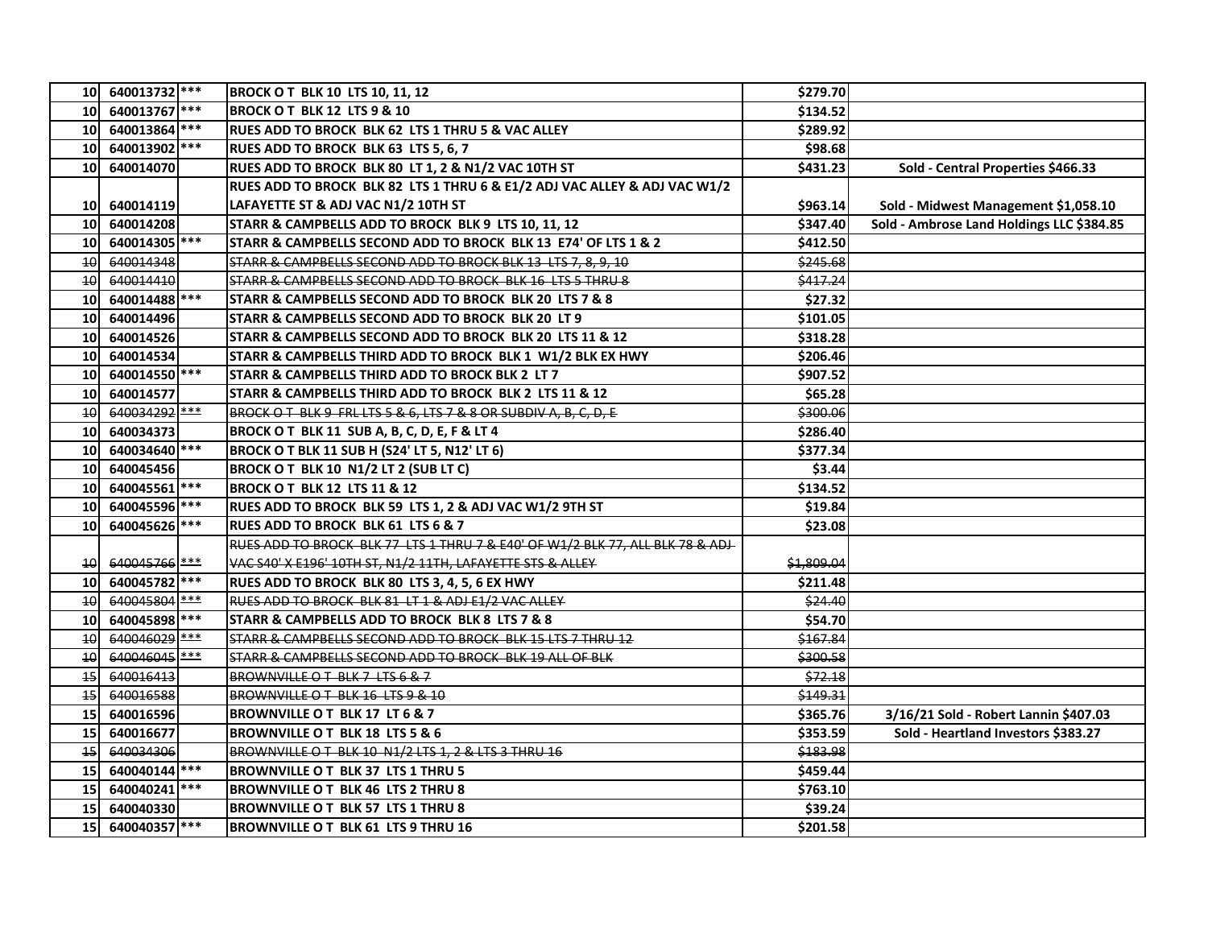| | | | | | |
|---|---|---|---|---|---|
| 10 | 640013732 | *** | BROCK O T BLK 10 LTS 10, 11, 12 | $279.70 | |
| 10 | 640013767 | *** | BROCK O T BLK 12 LTS 9 & 10 | $134.52 | |
| 10 | 640013864 | *** | RUES ADD TO BROCK BLK 62 LTS 1 THRU 5 & VAC ALLEY | $289.92 | |
| 10 | 640013902 | *** | RUES ADD TO BROCK BLK 63 LTS 5, 6, 7 | $98.68 | |
| 10 | 640014070 | | RUES ADD TO BROCK BLK 80 LT 1, 2 & N1/2 VAC 10TH ST | $431.23 | Sold - Central Properties $466.33 |
| 10 | 640014119 | | RUES ADD TO BROCK BLK 82 LTS 1 THRU 6 & E1/2 ADJ VAC ALLEY & ADJ VAC W1/2 LAFAYETTE ST & ADJ VAC N1/2 10TH ST | $963.14 | Sold - Midwest Management $1,058.10 |
| 10 | 640014208 | | STARR & CAMPBELLS ADD TO BROCK BLK 9 LTS 10, 11, 12 | $347.40 | Sold - Ambrose Land Holdings LLC $384.85 |
| 10 | 640014305 | *** | STARR & CAMPBELLS SECOND ADD TO BROCK BLK 13 E74' OF LTS 1 & 2 | $412.50 | |
| ~~10~~ | ~~640014348~~ | | ~~STARR & CAMPBELLS SECOND ADD TO BROCK BLK 13 LTS 7, 8, 9, 10~~ | ~~$245.68~~ | |
| ~~10~~ | ~~640014410~~ | | ~~STARR & CAMPBELLS SECOND ADD TO BROCK BLK 16 LTS 5 THRU 8~~ | ~~$417.24~~ | |
| 10 | 640014488 | *** | STARR & CAMPBELLS SECOND ADD TO BROCK BLK 20 LTS 7 & 8 | $27.32 | |
| 10 | 640014496 | | STARR & CAMPBELLS SECOND ADD TO BROCK BLK 20 LT 9 | $101.05 | |
| 10 | 640014526 | | STARR & CAMPBELLS SECOND ADD TO BROCK BLK 20 LTS 11 & 12 | $318.28 | |
| 10 | 640014534 | | STARR & CAMPBELLS THIRD ADD TO BROCK BLK 1 W1/2 BLK EX HWY | $206.46 | |
| 10 | 640014550 | *** | STARR & CAMPBELLS THIRD ADD TO BROCK BLK 2 LT 7 | $907.52 | |
| 10 | 640014577 | | STARR & CAMPBELLS THIRD ADD TO BROCK BLK 2 LTS 11 & 12 | $65.28 | |
| ~~10~~ | ~~640034292~~ | ~~***~~ | ~~BROCK O T BLK 9 FRL LTS 5 & 6, LTS 7 & 8 OR SUBDIV A, B, C, D, E~~ | ~~$300.06~~ | |
| 10 | 640034373 | | BROCK O T BLK 11 SUB A, B, C, D, E, F & LT 4 | $286.40 | |
| 10 | 640034640 | *** | BROCK O T BLK 11 SUB H (S24' LT 5, N12' LT 6) | $377.34 | |
| 10 | 640045456 | | BROCK O T BLK 10 N1/2 LT 2 (SUB LT C) | $3.44 | |
| 10 | 640045561 | *** | BROCK O T BLK 12 LTS 11 & 12 | $134.52 | |
| 10 | 640045596 | *** | RUES ADD TO BROCK BLK 59 LTS 1, 2 & ADJ VAC W1/2 9TH ST | $19.84 | |
| 10 | 640045626 | *** | RUES ADD TO BROCK BLK 61 LTS 6 & 7 | $23.08 | |
| ~~10~~ | ~~640045766~~ | ~~***~~ | ~~RUES ADD TO BROCK BLK 77 LTS 1 THRU 7 & E40' OF W1/2 BLK 77, ALL BLK 78 & ADJ VAC S40' X E196' 10TH ST, N1/2 11TH, LAFAYETTE STS & ALLEY~~ | ~~$1,809.04~~ | |
| 10 | 640045782 | *** | RUES ADD TO BROCK BLK 80 LTS 3, 4, 5, 6 EX HWY | $211.48 | |
| ~~10~~ | ~~640045804~~ | ~~***~~ | ~~RUES ADD TO BROCK BLK 81 LT 1 & ADJ E1/2 VAC ALLEY~~ | ~~$24.40~~ | |
| 10 | 640045898 | *** | STARR & CAMPBELLS ADD TO BROCK BLK 8 LTS 7 & 8 | $54.70 | |
| ~~10~~ | ~~640046029~~ | ~~***~~ | ~~STARR & CAMPBELLS SECOND ADD TO BROCK BLK 15 LTS 7 THRU 12~~ | ~~$167.84~~ | |
| ~~10~~ | ~~640046045~~ | ~~***~~ | ~~STARR & CAMPBELLS SECOND ADD TO BROCK BLK 19 ALL OF BLK~~ | ~~$300.58~~ | |
| ~~15~~ | ~~640016413~~ | | ~~BROWNVILLE O T BLK 7 LTS 6 & 7~~ | ~~$72.18~~ | |
| ~~15~~ | ~~640016588~~ | | ~~BROWNVILLE O T BLK 16 LTS 9 & 10~~ | ~~$149.31~~ | |
| 15 | 640016596 | | BROWNVILLE O T BLK 17 LT 6 & 7 | $365.76 | 3/16/21 Sold - Robert Lannin $407.03 |
| 15 | 640016677 | | BROWNVILLE O T BLK 18 LTS 5 & 6 | $353.59 | Sold - Heartland Investors $383.27 |
| ~~15~~ | ~~640034306~~ | | ~~BROWNVILLE O T BLK 10 N1/2 LTS 1, 2 & LTS 3 THRU 16~~ | ~~$183.98~~ | |
| 15 | 640040144 | *** | BROWNVILLE O T BLK 37 LTS 1 THRU 5 | $459.44 | |
| 15 | 640040241 | *** | BROWNVILLE O T BLK 46 LTS 2 THRU 8 | $763.10 | |
| 15 | 640040330 | | BROWNVILLE O T BLK 57 LTS 1 THRU 8 | $39.24 | |
| 15 | 640040357 | *** | BROWNVILLE O T BLK 61 LTS 9 THRU 16 | $201.58 | |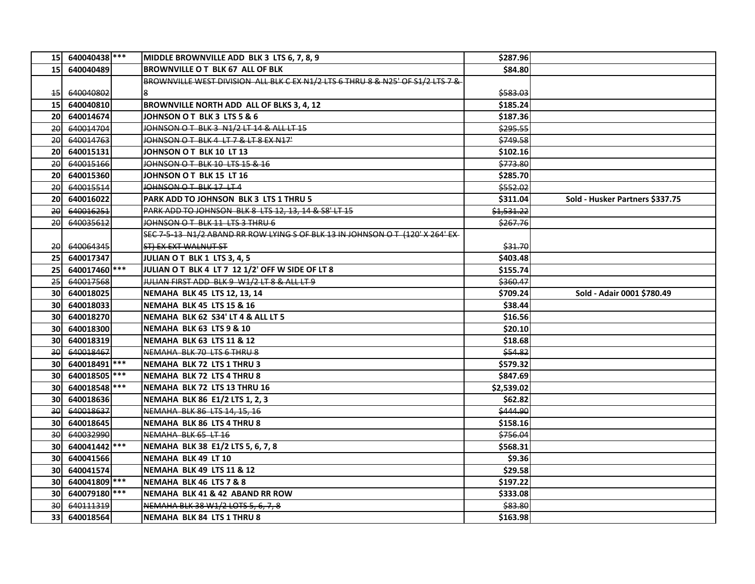| | | | | | |
|---|---|---|---|---|---|
| **15** | **640040438** | *** | **MIDDLE BROWNVILLE ADD BLK 3 LTS 6, 7, 8, 9** | **$287.96** | |
| **15** | **640040489** | | **BROWNVILLE O T BLK 67 ALL OF BLK** | **$84.80** | |
| ~~15~~ | ~~640040802~~ | | ~~BROWNVILLE WEST DIVISION ALL BLK C EX N1/2 LTS 6 THRU 8 & N25' OF S1/2 LTS 7 & 8~~ | ~~$583.03~~ | |
| **15** | **640040810** | | **BROWNVILLE NORTH ADD ALL OF BLKS 3, 4, 12** | **$185.24** | |
| **20** | **640014674** | | **JOHNSON O T BLK 3 LTS 5 & 6** | **$187.36** | |
| ~~20~~ | ~~640014704~~ | | ~~JOHNSON O T BLK 3 N1/2 LT 14 & ALL LT 15~~ | ~~$295.55~~ | |
| ~~20~~ | ~~640014763~~ | | ~~JOHNSON O T BLK 4 LT 7 & LT 8 EX N17'~~ | ~~$749.58~~ | |
| **20** | **640015131** | | **JOHNSON O T BLK 10 LT 13** | **$102.16** | |
| ~~20~~ | ~~640015166~~ | | ~~JOHNSON O T BLK 10 LTS 15 & 16~~ | ~~$773.80~~ | |
| **20** | **640015360** | | **JOHNSON O T BLK 15 LT 16** | **$285.70** | |
| ~~20~~ | ~~640015514~~ | | ~~JOHNSON O T BLK 17 LT 4~~ | ~~$552.02~~ | |
| **20** | **640016022** | | **PARK ADD TO JOHNSON BLK 3 LTS 1 THRU 5** | **$311.04** | **Sold - Husker Partners $337.75** |
| ~~20~~ | ~~640016251~~ | | ~~PARK ADD TO JOHNSON BLK 8 LTS 12, 13, 14 & S8' LT 15~~ | ~~$1,531.22~~ | |
| ~~20~~ | ~~640035612~~ | | ~~JOHNSON O T BLK 11 LTS 3 THRU 6~~ | ~~$267.76~~ | |
| ~~20~~ | ~~640064345~~ | | ~~SEC 7-5-13 N1/2 ABAND RR ROW LYING S OF BLK 13 IN JOHNSON O T (120' X 264' EX ST) EX EXT WALNUT ST~~ | ~~$31.70~~ | |
| **25** | **640017347** | | **JULIAN O T BLK 1 LTS 3, 4, 5** | **$403.48** | |
| **25** | **640017460** | *** | **JULIAN O T BLK 4 LT 7 12 1/2' OFF W SIDE OF LT 8** | **$155.74** | |
| ~~25~~ | ~~640017568~~ | | ~~JULIAN FIRST ADD BLK 9 W1/2 LT 8 & ALL LT 9~~ | ~~$360.47~~ | |
| **30** | **640018025** | | **NEMAHA BLK 45 LTS 12, 13, 14** | **$709.24** | **Sold - Adair 0001 $780.49** |
| **30** | **640018033** | | **NEMAHA BLK 45 LTS 15 & 16** | **$38.44** | |
| **30** | **640018270** | | **NEMAHA BLK 62 S34' LT 4 & ALL LT 5** | **$16.56** | |
| **30** | **640018300** | | **NEMAHA BLK 63 LTS 9 & 10** | **$20.10** | |
| **30** | **640018319** | | **NEMAHA BLK 63 LTS 11 & 12** | **$18.68** | |
| ~~30~~ | ~~640018467~~ | | ~~NEMAHA BLK 70 LTS 6 THRU 8~~ | ~~$54.82~~ | |
| **30** | **640018491** | *** | **NEMAHA BLK 72 LTS 1 THRU 3** | **$579.32** | |
| **30** | **640018505** | *** | **NEMAHA BLK 72 LTS 4 THRU 8** | **$847.69** | |
| **30** | **640018548** | *** | **NEMAHA BLK 72 LTS 13 THRU 16** | **$2,539.02** | |
| **30** | **640018636** | | **NEMAHA BLK 86 E1/2 LTS 1, 2, 3** | **$62.82** | |
| ~~30~~ | ~~640018637~~ | | ~~NEMAHA BLK 86 LTS 14, 15, 16~~ | ~~$444.90~~ | |
| **30** | **640018645** | | **NEMAHA BLK 86 LTS 4 THRU 8** | **$158.16** | |
| ~~30~~ | ~~640032990~~ | | ~~NEMAHA BLK 65 LT 16~~ | ~~$756.04~~ | |
| **30** | **640041442** | *** | **NEMAHA BLK 38 E1/2 LTS 5, 6, 7, 8** | **$568.31** | |
| **30** | **640041566** | | **NEMAHA BLK 49 LT 10** | **$9.36** | |
| **30** | **640041574** | | **NEMAHA BLK 49 LTS 11 & 12** | **$29.58** | |
| **30** | **640041809** | *** | **NEMAHA BLK 46 LTS 7 & 8** | **$197.22** | |
| **30** | **640079180** | *** | **NEMAHA BLK 41 & 42 ABAND RR ROW** | **$333.08** | |
| ~~30~~ | ~~640111319~~ | | ~~NEMAHA BLK 38 W1/2 LOTS 5, 6, 7, 8~~ | ~~$83.80~~ | |
| **33** | **640018564** | | **NEMAHA BLK 84 LTS 1 THRU 8** | **$163.98** | |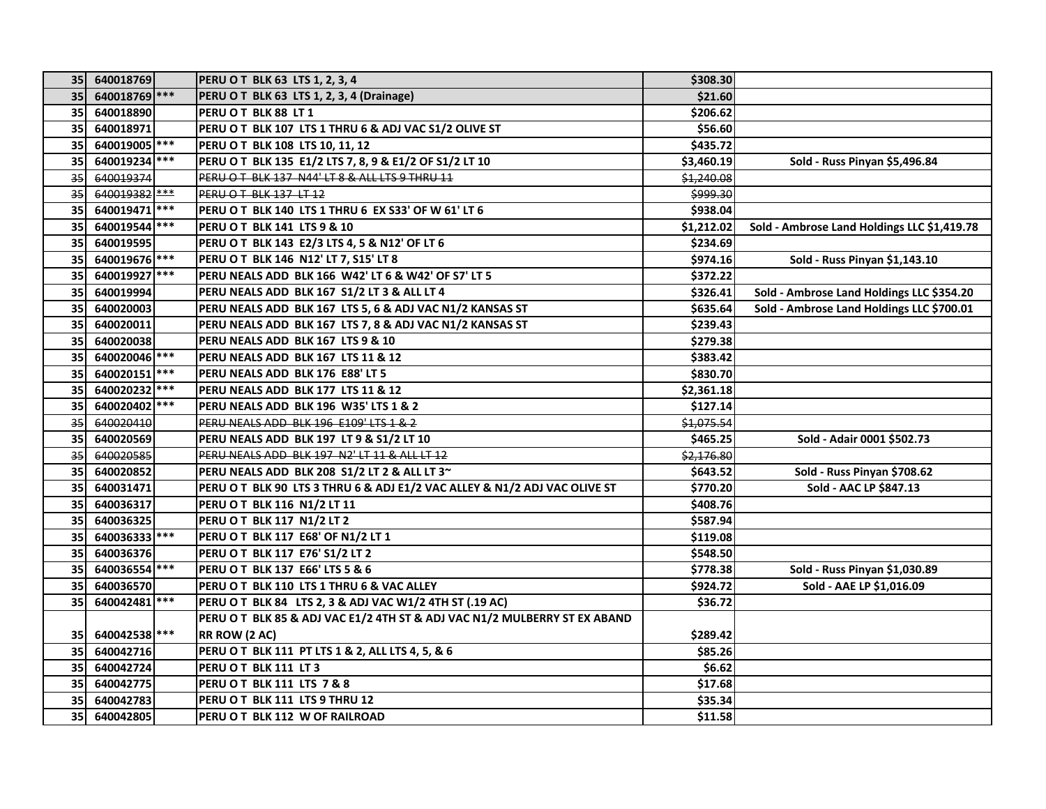| | | | | | |
|---|---|---|---|---|---|
| 35 | 640018769 | | PERU O T BLK 63 LTS 1, 2, 3, 4 | $308.30 | |
| 35 | 640018769 | *** | PERU O T BLK 63 LTS 1, 2, 3, 4 (Drainage) | $21.60 | |
| 35 | 640018890 | | PERU O T BLK 88 LT 1 | $206.62 | |
| 35 | 640018971 | | PERU O T BLK 107 LTS 1 THRU 6 & ADJ VAC S1/2 OLIVE ST | $56.60 | |
| 35 | 640019005 | *** | PERU O T BLK 108 LTS 10, 11, 12 | $435.72 | |
| 35 | 640019234 | *** | PERU O T BLK 135 E1/2 LTS 7, 8, 9 & E1/2 OF S1/2 LT 10 | $3,460.19 | Sold - Russ Pinyan $5,496.84 |
| ~~35~~ | ~~640019374~~ | | ~~PERU O T BLK 137 N44' LT 8 & ALL LTS 9 THRU 11~~ | ~~$1,240.08~~ | |
| ~~35~~ | ~~640019382~~ | ~~***~~ | ~~PERU O T BLK 137 LT 12~~ | ~~$999.30~~ | |
| 35 | 640019471 | *** | PERU O T BLK 140 LTS 1 THRU 6 EX S33' OF W 61' LT 6 | $938.04 | |
| 35 | 640019544 | *** | PERU O T BLK 141 LTS 9 & 10 | $1,212.02 | Sold - Ambrose Land Holdings LLC $1,419.78 |
| 35 | 640019595 | | PERU O T BLK 143 E2/3 LTS 4, 5 & N12' OF LT 6 | $234.69 | |
| 35 | 640019676 | *** | PERU O T BLK 146 N12' LT 7, S15' LT 8 | $974.16 | Sold - Russ Pinyan $1,143.10 |
| 35 | 640019927 | *** | PERU NEALS ADD BLK 166 W42' LT 6 & W42' OF S7' LT 5 | $372.22 | |
| 35 | 640019994 | | PERU NEALS ADD BLK 167 S1/2 LT 3 & ALL LT 4 | $326.41 | Sold - Ambrose Land Holdings LLC $354.20 |
| 35 | 640020003 | | PERU NEALS ADD BLK 167 LTS 5, 6 & ADJ VAC N1/2 KANSAS ST | $635.64 | Sold - Ambrose Land Holdings LLC $700.01 |
| 35 | 640020011 | | PERU NEALS ADD BLK 167 LTS 7, 8 & ADJ VAC N1/2 KANSAS ST | $239.43 | |
| 35 | 640020038 | | PERU NEALS ADD BLK 167 LTS 9 & 10 | $279.38 | |
| 35 | 640020046 | *** | PERU NEALS ADD BLK 167 LTS 11 & 12 | $383.42 | |
| 35 | 640020151 | *** | PERU NEALS ADD BLK 176 E88' LT 5 | $830.70 | |
| 35 | 640020232 | *** | PERU NEALS ADD BLK 177 LTS 11 & 12 | $2,361.18 | |
| 35 | 640020402 | *** | PERU NEALS ADD BLK 196 W35' LTS 1 & 2 | $127.14 | |
| ~~35~~ | ~~640020410~~ | | ~~PERU NEALS ADD BLK 196 E109' LTS 1 & 2~~ | ~~$1,075.54~~ | |
| 35 | 640020569 | | PERU NEALS ADD BLK 197 LT 9 & S1/2 LT 10 | $465.25 | Sold - Adair 0001 $502.73 |
| ~~35~~ | ~~640020585~~ | | ~~PERU NEALS ADD BLK 197 N2' LT 11 & ALL LT 12~~ | ~~$2,176.80~~ | |
| 35 | 640020852 | | PERU NEALS ADD BLK 208 S1/2 LT 2 & ALL LT 3~ | $643.52 | Sold - Russ Pinyan $708.62 |
| 35 | 640031471 | | PERU O T BLK 90 LTS 3 THRU 6 & ADJ E1/2 VAC ALLEY & N1/2 ADJ VAC OLIVE ST | $770.20 | Sold - AAC LP $847.13 |
| 35 | 640036317 | | PERU O T BLK 116 N1/2 LT 11 | $408.76 | |
| 35 | 640036325 | | PERU O T BLK 117 N1/2 LT 2 | $587.94 | |
| 35 | 640036333 | *** | PERU O T BLK 117 E68' OF N1/2 LT 1 | $119.08 | |
| 35 | 640036376 | | PERU O T BLK 117 E76' S1/2 LT 2 | $548.50 | |
| 35 | 640036554 | *** | PERU O T BLK 137 E66' LTS 5 & 6 | $778.38 | Sold - Russ Pinyan $1,030.89 |
| 35 | 640036570 | | PERU O T BLK 110 LTS 1 THRU 6 & VAC ALLEY | $924.72 | Sold - AAE LP $1,016.09 |
| 35 | 640042481 | *** | PERU O T BLK 84 LTS 2, 3 & ADJ VAC W1/2 4TH ST (.19 AC) | $36.72 | |
| 35 | 640042538 | *** | PERU O T BLK 85 & ADJ VAC E1/2 4TH ST & ADJ VAC N1/2 MULBERRY ST EX ABAND RR ROW (2 AC) | $289.42 | |
| 35 | 640042716 | | PERU O T BLK 111 PT LTS 1 & 2, ALL LTS 4, 5, & 6 | $85.26 | |
| 35 | 640042724 | | PERU O T BLK 111 LT 3 | $6.62 | |
| 35 | 640042775 | | PERU O T BLK 111 LTS 7 & 8 | $17.68 | |
| 35 | 640042783 | | PERU O T BLK 111 LTS 9 THRU 12 | $35.34 | |
| 35 | 640042805 | | PERU O T BLK 112 W OF RAILROAD | $11.58 | |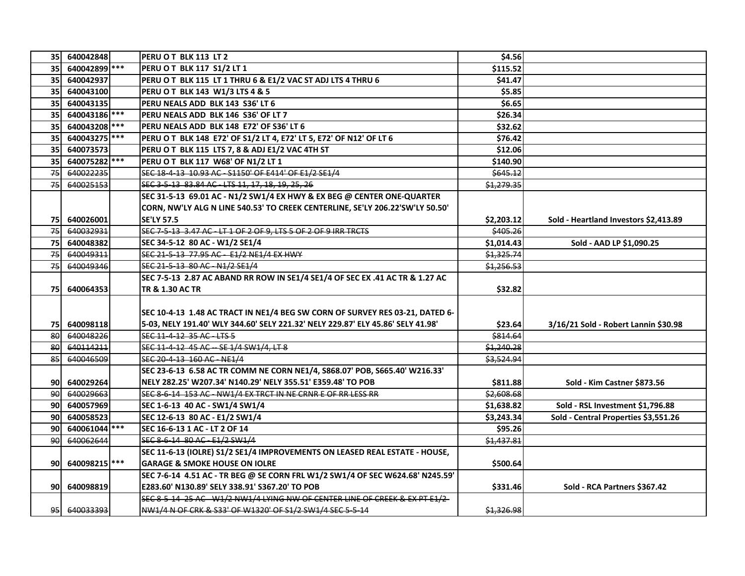| | | | | | |
|---|---|---|---|---|---|
| 35 | 640042848 | | PERU O T BLK 113 LT 2 | $4.56 | |
| 35 | 640042899 | *** | PERU O T BLK 117 S1/2 LT 1 | $115.52 | |
| 35 | 640042937 | | PERU O T BLK 115 LT 1 THRU 6 & E1/2 VAC ST ADJ LTS 4 THRU 6 | $41.47 | |
| 35 | 640043100 | | PERU O T BLK 143 W1/3 LTS 4 & 5 | $5.85 | |
| 35 | 640043135 | | PERU NEALS ADD BLK 143 S36' LT 6 | $6.65 | |
| 35 | 640043186 | *** | PERU NEALS ADD BLK 146 S36' OF LT 7 | $26.34 | |
| 35 | 640043208 | *** | PERU NEALS ADD BLK 148 E72' OF S36' LT 6 | $32.62 | |
| 35 | 640043275 | *** | PERU O T BLK 148 E72' OF S1/2 LT 4, E72' LT 5, E72' OF N12' OF LT 6 | $76.42 | |
| 35 | 640073573 | | PERU O T BLK 115 LTS 7, 8 & ADJ E1/2 VAC 4TH ST | $12.06 | |
| 35 | 640075282 | *** | PERU O T BLK 117 W68' OF N1/2 LT 1 | $140.90 | |
| ~~75~~ | ~~640022235~~ | | ~~SEC 18-4-13 10.93 AC - S1150' OF E414' OF E1/2 SE1/4~~ | ~~$645.12~~ | |
| ~~75~~ | ~~640025153~~ | | ~~SEC 3-5-13 83.84 AC - LTS 11, 17, 18, 19, 25, 26~~ | ~~$1,279.35~~ | |
| 75 | 640026001 | | SEC 31-5-13 69.01 AC - N1/2 SW1/4 EX HWY & EX BEG @ CENTER ONE-QUARTER CORN, NW'LY ALG N LINE 540.53' TO CREEK CENTERLINE, SE'LY 206.22'SW'LY 50.50' SE'LY 57.5 | $2,203.12 | Sold - Heartland Investors $2,413.89 |
| ~~75~~ | ~~640032931~~ | | ~~SEC 7-5-13 3.47 AC - LT 1 OF 2 OF 9, LTS 5 OF 2 OF 9 IRR TRCTS~~ | ~~$405.26~~ | |
| 75 | 640048382 | | SEC 34-5-12 80 AC - W1/2 SE1/4 | $1,014.43 | Sold - AAD LP $1,090.25 |
| ~~75~~ | ~~640049311~~ | | ~~SEC 21-5-13 77.95 AC - E1/2 NE1/4 EX HWY~~ | ~~$1,325.74~~ | |
| ~~75~~ | ~~640049346~~ | | ~~SEC 21-5-13 80 AC - N1/2 SE1/4~~ | ~~$1,256.53~~ | |
| 75 | 640064353 | | SEC 7-5-13 2.87 AC ABAND RR ROW IN SE1/4 SE1/4 OF SEC EX .41 AC TR & 1.27 AC TR & 1.30 AC TR | $32.82 | |
| 75 | 640098118 | | SEC 10-4-13 1.48 AC TRACT IN NE1/4 BEG SW CORN OF SURVEY RES 03-21, DATED 6-5-03, NELY 191.40' WLY 344.60' SELY 221.32' NELY 229.87' ELY 45.86' SELY 41.98' | $23.64 | 3/16/21 Sold - Robert Lannin $30.98 |
| ~~80~~ | ~~640048226~~ | | ~~SEC 11-4-12 35 AC - LTS 5~~ | ~~$814.64~~ | |
| ~~80~~ | ~~640114211~~ | | ~~SEC 11-4-12 45 AC -- SE 1/4 SW1/4, LT 8~~ | ~~$1,240.28~~ | |
| ~~85~~ | ~~640046509~~ | | ~~SEC 20-4-13 160 AC - NE1/4~~ | ~~$3,524.94~~ | |
| 90 | 640029264 | | SEC 23-6-13 6.58 AC TR COMM NE CORN NE1/4, S868.07' POB, S665.40' W216.33' NELY 282.25' W207.34' N140.29' NELY 355.51' E359.48' TO POB | $811.88 | Sold - Kim Castner $873.56 |
| ~~90~~ | ~~640029663~~ | | ~~SEC 8-6-14 153 AC - NW1/4 EX TRCT IN NE CRNR E OF RR LESS RR~~ | ~~$2,608.68~~ | |
| 90 | 640057969 | | SEC 1-6-13 40 AC - SW1/4 SW1/4 | $1,638.82 | Sold - RSL Investment $1,796.88 |
| 90 | 640058523 | | SEC 12-6-13 80 AC - E1/2 SW1/4 | $3,243.34 | Sold - Central Properties $3,551.26 |
| 90 | 640061044 | *** | SEC 16-6-13 1 AC - LT 2 OF 14 | $95.26 | |
| ~~90~~ | ~~640062644~~ | | ~~SEC 8-6-14 80 AC - E1/2 SW1/4~~ | ~~$1,437.81~~ | |
| 90 | 640098215 | *** | SEC 11-6-13 (IOLRE) S1/2 SE1/4 IMPROVEMENTS ON LEASED REAL ESTATE - HOUSE, GARAGE & SMOKE HOUSE ON IOLRE | $500.64 | |
| 90 | 640098819 | | SEC 7-6-14 4.51 AC - TR BEG @ SE CORN FRL W1/2 SW1/4 OF SEC W624.68' N245.59' E283.60' N130.89' SELY 338.91' S367.20' TO POB | $331.46 | Sold - RCA Partners $367.42 |
| ~~95~~ | ~~640033393~~ | | ~~SEC 8-5-14 25 AC - W1/2 NW1/4 LYING NW OF CENTER LINE OF CREEK & EX PT E1/2 NW1/4 N OF CRK & S33' OF W1320' OF S1/2 SW1/4 SEC 5-5-14~~ | ~~$1,326.98~~ | |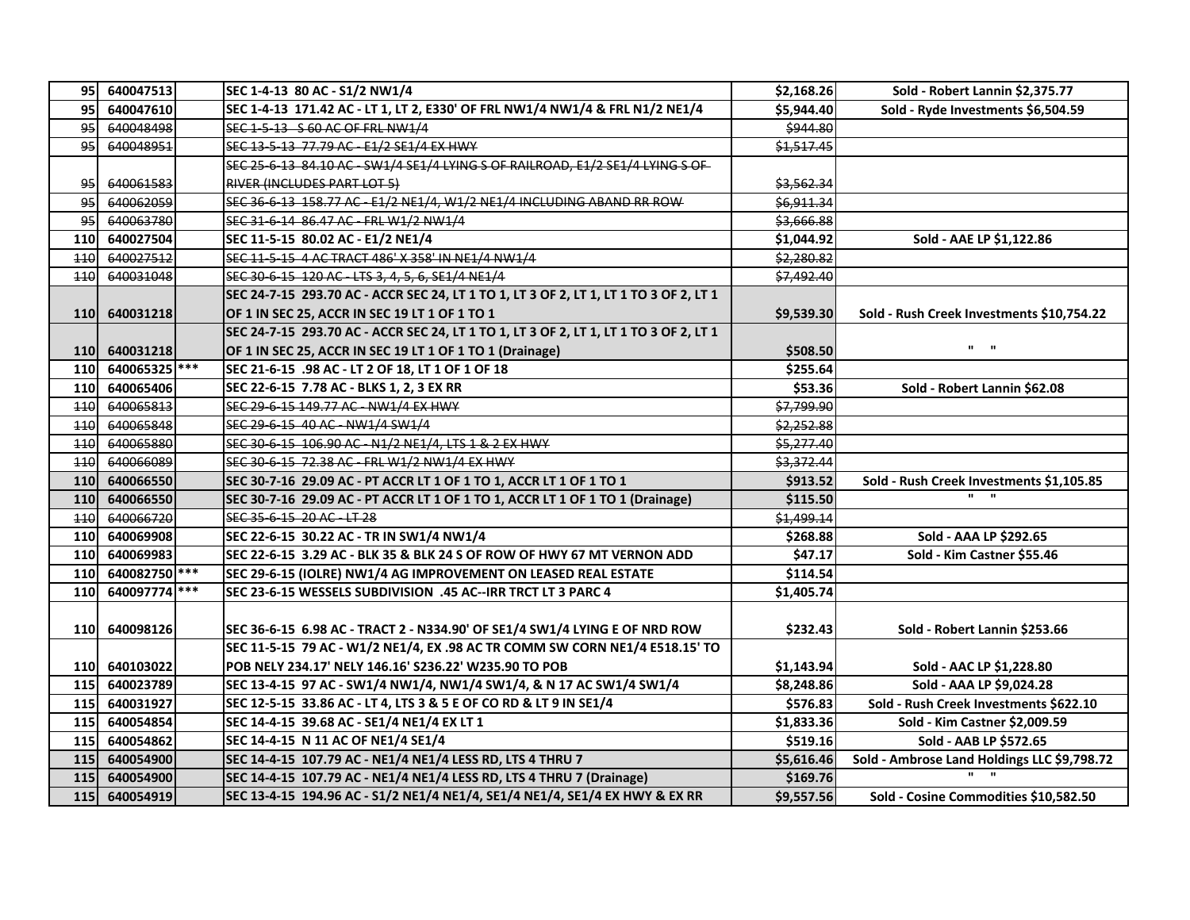| | | | | | |
|---|---|---|---|---|---|
| 95 | 640047513 | | SEC 1-4-13 80 AC - S1/2 NW1/4 | $2,168.26 | Sold - Robert Lannin $2,375.77 |
| 95 | 640047610 | | SEC 1-4-13 171.42 AC - LT 1, LT 2, E330' OF FRL NW1/4 NW1/4 & FRL N1/2 NE1/4 | $5,944.40 | Sold - Ryde Investments $6,504.59 |
| ~~95~~ | ~~640048498~~ | | ~~SEC 1-5-13 S 60 AC OF FRL NW1/4~~ | ~~$944.80~~ | |
| ~~95~~ | ~~640048951~~ | | ~~SEC 13-5-13 77.79 AC - E1/2 SE1/4 EX HWY~~ | ~~$1,517.45~~ | |
| ~~95~~ | ~~640061583~~ | | ~~SEC 25-6-13 84.10 AC - SW1/4 SE1/4 LYING S OF RAILROAD, E1/2 SE1/4 LYING S OF RIVER (INCLUDES PART LOT 5)~~ | ~~$3,562.34~~ | |
| ~~95~~ | ~~640062059~~ | | ~~SEC 36-6-13 158.77 AC - E1/2 NE1/4, W1/2 NE1/4 INCLUDING ABAND RR ROW~~ | ~~$6,911.34~~ | |
| ~~95~~ | ~~640063780~~ | | ~~SEC 31-6-14 86.47 AC - FRL W1/2 NW1/4~~ | ~~$3,666.88~~ | |
| 110 | 640027504 | | SEC 11-5-15 80.02 AC - E1/2 NE1/4 | $1,044.92 | Sold - AAE LP $1,122.86 |
| ~~110~~ | ~~640027512~~ | | ~~SEC 11-5-15 4 AC TRACT 486' X 358' IN NE1/4 NW1/4~~ | ~~$2,280.82~~ | |
| ~~110~~ | ~~640031048~~ | | ~~SEC 30-6-15 120 AC - LTS 3, 4, 5, 6, SE1/4 NE1/4~~ | ~~$7,492.40~~ | |
| 110 | 640031218 | | SEC 24-7-15 293.70 AC - ACCR SEC 24, LT 1 TO 1, LT 3 OF 2, LT 1, LT 1 TO 3 OF 2, LT 1 OF 1 IN SEC 25, ACCR IN SEC 19 LT 1 OF 1 TO 1 | $9,539.30 | Sold - Rush Creek Investments $10,754.22 |
| 110 | 640031218 | | SEC 24-7-15 293.70 AC - ACCR SEC 24, LT 1 TO 1, LT 3 OF 2, LT 1, LT 1 TO 3 OF 2, LT 1 OF 1 IN SEC 25, ACCR IN SEC 19 LT 1 OF 1 TO 1 (Drainage) | $508.50 | " " |
| 110 | 640065325 | *** | SEC 21-6-15 .98 AC - LT 2 OF 18, LT 1 OF 1 OF 18 | $255.64 | |
| 110 | 640065406 | | SEC 22-6-15 7.78 AC - BLKS 1, 2, 3 EX RR | $53.36 | Sold - Robert Lannin $62.08 |
| ~~110~~ | ~~640065813~~ | | ~~SEC 29-6-15 149.77 AC - NW1/4 EX HWY~~ | ~~$7,799.90~~ | |
| ~~110~~ | ~~640065848~~ | | ~~SEC 29-6-15 40 AC - NW1/4 SW1/4~~ | ~~$2,252.88~~ | |
| ~~110~~ | ~~640065880~~ | | ~~SEC 30-6-15 106.90 AC - N1/2 NE1/4, LTS 1 & 2 EX HWY~~ | ~~$5,277.40~~ | |
| ~~110~~ | ~~640066089~~ | | ~~SEC 30-6-15 72.38 AC - FRL W1/2 NW1/4 EX HWY~~ | ~~$3,372.44~~ | |
| 110 | 640066550 | | SEC 30-7-16 29.09 AC - PT ACCR LT 1 OF 1 TO 1, ACCR LT 1 OF 1 TO 1 | $913.52 | Sold - Rush Creek Investments $1,105.85 |
| 110 | 640066550 | | SEC 30-7-16 29.09 AC - PT ACCR LT 1 OF 1 TO 1, ACCR LT 1 OF 1 TO 1 (Drainage) | $115.50 | " " |
| ~~110~~ | ~~640066720~~ | | ~~SEC 35-6-15 20 AC - LT 28~~ | ~~$1,499.14~~ | |
| 110 | 640069908 | | SEC 22-6-15 30.22 AC - TR IN SW1/4 NW1/4 | $268.88 | Sold - AAA LP $292.65 |
| 110 | 640069983 | | SEC 22-6-15 3.29 AC - BLK 35 & BLK 24 S OF ROW OF HWY 67 MT VERNON ADD | $47.17 | Sold - Kim Castner $55.46 |
| 110 | 640082750 | *** | SEC 29-6-15 (IOLRE) NW1/4 AG IMPROVEMENT ON LEASED REAL ESTATE | $114.54 | |
| 110 | 640097774 | *** | SEC 23-6-15 WESSELS SUBDIVISION .45 AC--IRR TRCT LT 3 PARC 4 | $1,405.74 | |
| 110 | 640098126 | | SEC 36-6-15 6.98 AC - TRACT 2 - N334.90' OF SE1/4 SW1/4 LYING E OF NRD ROW | $232.43 | Sold - Robert Lannin $253.66 |
| 110 | 640103022 | | SEC 11-5-15 79 AC - W1/2 NE1/4, EX .98 AC TR COMM SW CORN NE1/4 E518.15' TO POB NELY 234.17' NELY 146.16' S236.22' W235.90 TO POB | $1,143.94 | Sold - AAC LP $1,228.80 |
| 115 | 640023789 | | SEC 13-4-15 97 AC - SW1/4 NW1/4, NW1/4 SW1/4, & N 17 AC SW1/4 SW1/4 | $8,248.86 | Sold - AAA LP $9,024.28 |
| 115 | 640031927 | | SEC 12-5-15 33.86 AC - LT 4, LTS 3 & 5 E OF CO RD & LT 9 IN SE1/4 | $576.83 | Sold - Rush Creek Investments $622.10 |
| 115 | 640054854 | | SEC 14-4-15 39.68 AC - SE1/4 NE1/4 EX LT 1 | $1,833.36 | Sold - Kim Castner $2,009.59 |
| 115 | 640054862 | | SEC 14-4-15 N 11 AC OF NE1/4 SE1/4 | $519.16 | Sold - AAB LP $572.65 |
| 115 | 640054900 | | SEC 14-4-15 107.79 AC - NE1/4 NE1/4 LESS RD, LTS 4 THRU 7 | $5,616.46 | Sold - Ambrose Land Holdings LLC $9,798.72 |
| 115 | 640054900 | | SEC 14-4-15 107.79 AC - NE1/4 NE1/4 LESS RD, LTS 4 THRU 7 (Drainage) | $169.76 | " " |
| 115 | 640054919 | | SEC 13-4-15 194.96 AC - S1/2 NE1/4 NE1/4, SE1/4 NE1/4, SE1/4 EX HWY & EX RR | $9,557.56 | Sold - Cosine Commodities $10,582.50 |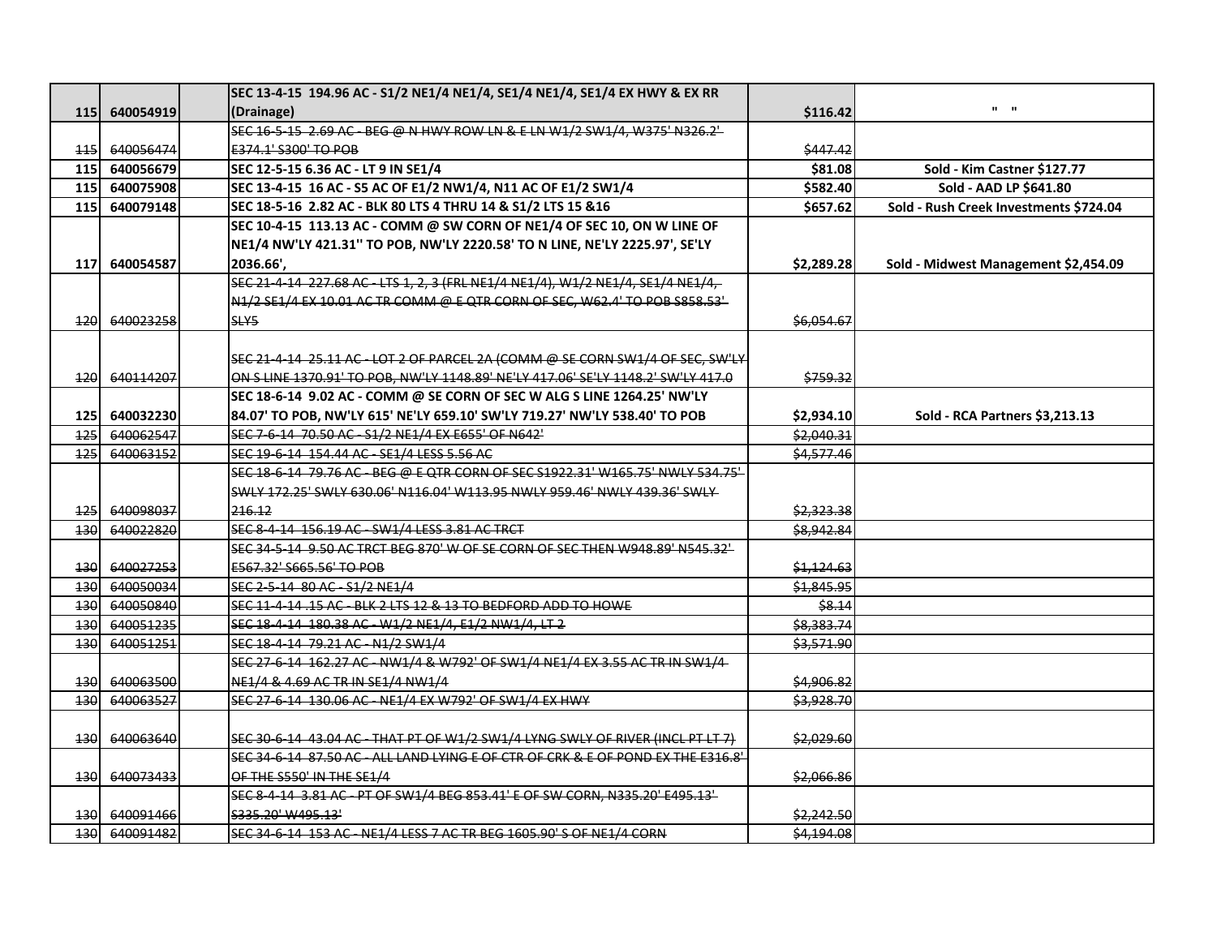| | | | | | |
|---|---|---|---|---|---|
| 115 | 640054919 | | SEC 13-4-15 194.96 AC - S1/2 NE1/4 NE1/4, SE1/4 NE1/4, SE1/4 EX HWY & EX RR (Drainage) | $116.42 | " " |
| ~~115~~ | ~~640056474~~ | | ~~SEC 16-5-15 2.69 AC - BEG @ N HWY ROW LN & E LN W1/2 SW1/4, W375' N326.2' E374.1' S300' TO POB~~ | ~~$447.42~~ | |
| 115 | 640056679 | | SEC 12-5-15 6.36 AC - LT 9 IN SE1/4 | $81.08 | Sold - Kim Castner $127.77 |
| 115 | 640075908 | | SEC 13-4-15 16 AC - S5 AC OF E1/2 NW1/4, N11 AC OF E1/2 SW1/4 | $582.40 | Sold - AAD LP $641.80 |
| 115 | 640079148 | | SEC 18-5-16 2.82 AC - BLK 80 LTS 4 THRU 14 & S1/2 LTS 15 &16 | $657.62 | Sold - Rush Creek Investments $724.04 |
| 117 | 640054587 | | SEC 10-4-15 113.13 AC - COMM @ SW CORN OF NE1/4 OF SEC 10, ON W LINE OF NE1/4 NW'LY 421.31'' TO POB, NW'LY 2220.58' TO N LINE, NE'LY 2225.97', SE'LY 2036.66', | $2,289.28 | Sold - Midwest Management $2,454.09 |
| ~~120~~ | ~~640023258~~ | | ~~SEC 21-4-14 227.68 AC - LTS 1, 2, 3 (FRL NE1/4 NE1/4), W1/2 NE1/4, SE1/4 NE1/4, N1/2 SE1/4 EX 10.01 AC TR COMM @ E QTR CORN OF SEC, W62.4' TO POB S858.53' SLY5~~ | ~~$6,054.67~~ | |
| ~~120~~ | ~~640114207~~ | | ~~SEC 21-4-14 25.11 AC - LOT 2 OF PARCEL 2A (COMM @ SE CORN SW1/4 OF SEC, SW'LY ON S LINE 1370.91' TO POB, NW'LY 1148.89' NE'LY 417.06' SE'LY 1148.2' SW'LY 417.0~~ | ~~$759.32~~ | |
| 125 | 640032230 | | SEC 18-6-14 9.02 AC - COMM @ SE CORN OF SEC W ALG S LINE 1264.25' NW'LY 84.07' TO POB, NW'LY 615' NE'LY 659.10' SW'LY 719.27' NW'LY 538.40' TO POB | $2,934.10 | Sold - RCA Partners $3,213.13 |
| ~~125~~ | ~~640062547~~ | | ~~SEC 7-6-14 70.50 AC - S1/2 NE1/4 EX E655' OF N642'~~ | ~~$2,040.31~~ | |
| ~~125~~ | ~~640063152~~ | | ~~SEC 19-6-14 154.44 AC - SE1/4 LESS 5.56 AC~~ | ~~$4,577.46~~ | |
| ~~125~~ | ~~640098037~~ | | ~~SEC 18-6-14 79.76 AC - BEG @ E QTR CORN OF SEC S1922.31' W165.75' NWLY 534.75' SWLY 172.25' SWLY 630.06' N116.04' W113.95 NWLY 959.46' NWLY 439.36' SWLY 216.12~~ | ~~$2,323.38~~ | |
| ~~130~~ | ~~640022820~~ | | ~~SEC 8-4-14 156.19 AC - SW1/4 LESS 3.81 AC TRCT~~ | ~~$8,942.84~~ | |
| ~~130~~ | ~~640027253~~ | | ~~SEC 34-5-14 9.50 AC TRCT BEG 870' W OF SE CORN OF SEC THEN W948.89' N545.32' E567.32' S665.56' TO POB~~ | ~~$1,124.63~~ | |
| ~~130~~ | ~~640050034~~ | | ~~SEC 2-5-14 80 AC - S1/2 NE1/4~~ | ~~$1,845.95~~ | |
| ~~130~~ | ~~640050840~~ | | ~~SEC 11-4-14 .15 AC - BLK 2 LTS 12 & 13 TO BEDFORD ADD TO HOWE~~ | ~~$8.14~~ | |
| ~~130~~ | ~~640051235~~ | | ~~SEC 18-4-14 180.38 AC - W1/2 NE1/4, E1/2 NW1/4, LT 2~~ | ~~$8,383.74~~ | |
| ~~130~~ | ~~640051251~~ | | ~~SEC 18-4-14 79.21 AC - N1/2 SW1/4~~ | ~~$3,571.90~~ | |
| ~~130~~ | ~~640063500~~ | | ~~SEC 27-6-14 162.27 AC - NW1/4 & W792' OF SW1/4 NE1/4 EX 3.55 AC TR IN SW1/4 NE1/4 & 4.69 AC TR IN SE1/4 NW1/4~~ | ~~$4,906.82~~ | |
| ~~130~~ | ~~640063527~~ | | ~~SEC 27-6-14 130.06 AC - NE1/4 EX W792' OF SW1/4 EX HWY~~ | ~~$3,928.70~~ | |
| ~~130~~ | ~~640063640~~ | | ~~SEC 30-6-14 43.04 AC - THAT PT OF W1/2 SW1/4 LYNG SWLY OF RIVER (INCL PT LT 7)~~ | ~~$2,029.60~~ | |
| ~~130~~ | ~~640073433~~ | | ~~SEC 34-6-14 87.50 AC - ALL LAND LYING E OF CTR OF CRK & E OF POND EX THE E316.8' OF THE S550' IN THE SE1/4~~ | ~~$2,066.86~~ | |
| ~~130~~ | ~~640091466~~ | | ~~SEC 8-4-14 3.81 AC - PT OF SW1/4 BEG 853.41' E OF SW CORN, N335.20' E495.13' S335.20' W495.13'~~ | ~~$2,242.50~~ | |
| ~~130~~ | ~~640091482~~ | | ~~SEC 34-6-14 153 AC - NE1/4 LESS 7 AC TR BEG 1605.90' S OF NE1/4 CORN~~ | ~~$4,194.08~~ | |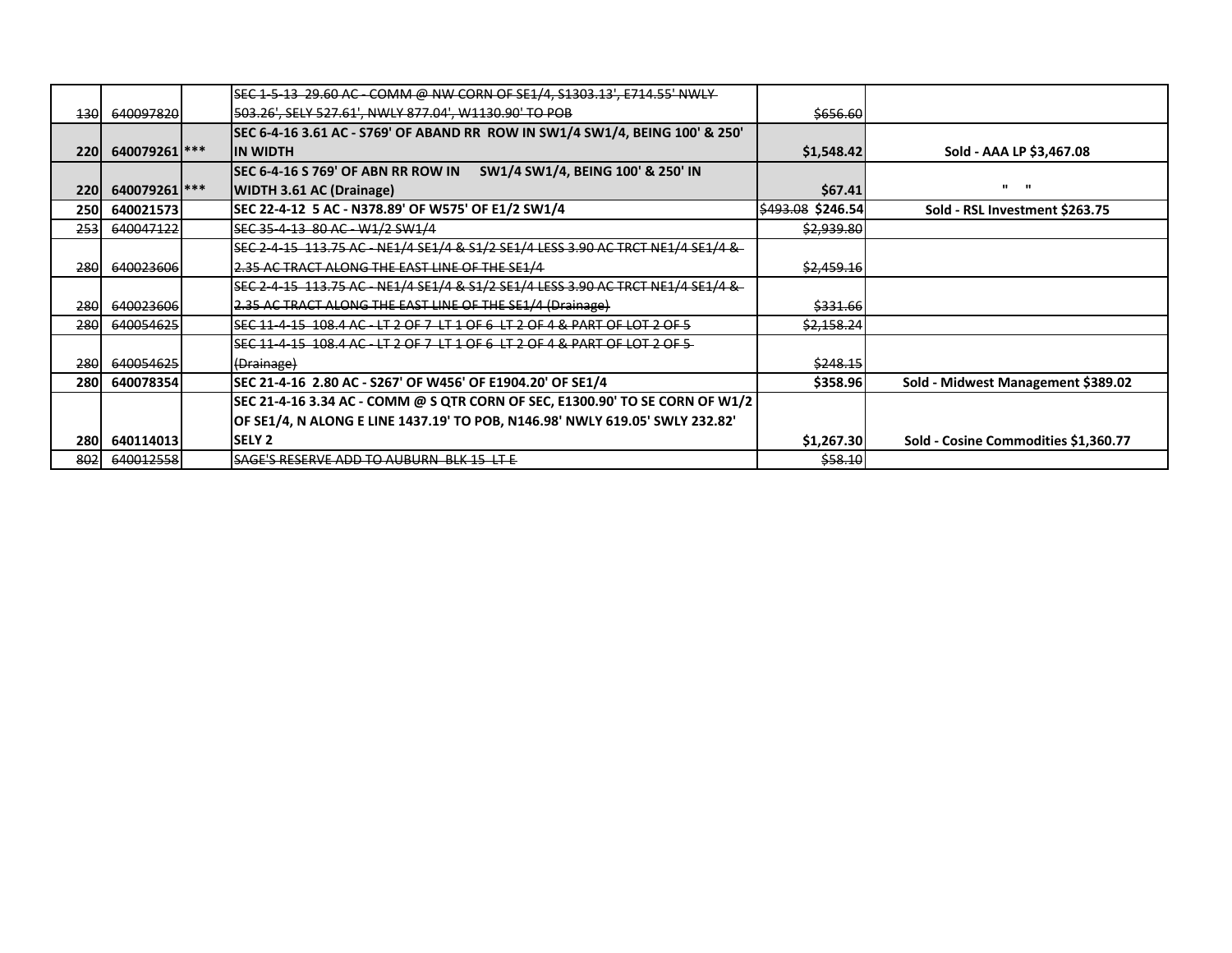| | | | | | |
|---|---|---|---|---|---|
| ~~130~~ | ~~640097820~~ | | ~~SEC 1-5-13 29.60 AC - COMM @ NW CORN OF SE1/4, S1303.13', E714.55' NWLY 503.26', SELY 527.61', NWLY 877.04', W1130.90' TO POB~~ | ~~$656.60~~ | |
| **220** | **640079261** | *** | **SEC 6-4-16 3.61 AC - S769' OF ABAND RR ROW IN SW1/4 SW1/4, BEING 100' & 250' IN WIDTH** | **$1,548.42** | **Sold - AAA LP $3,467.08** |
| **220** | **640079261** | *** | **SEC 6-4-16 S 769' OF ABN RR ROW IN SW1/4 SW1/4, BEING 100' & 250' IN WIDTH 3.61 AC (Drainage)** | **$67.41** | **" "** |
| **250** | **640021573** | | **SEC 22-4-12 5 AC - N378.89' OF W575' OF E1/2 SW1/4** | ~~$493.08~~ **$246.54** | **Sold - RSL Investment $263.75** |
| ~~253~~ | ~~640047122~~ | | ~~SEC 35-4-13 80 AC - W1/2 SW1/4~~ | ~~$2,939.80~~ | |
| ~~280~~ | ~~640023606~~ | | ~~SEC 2-4-15 113.75 AC - NE1/4 SE1/4 & S1/2 SE1/4 LESS 3.90 AC TRCT NE1/4 SE1/4 & 2.35 AC TRACT ALONG THE EAST LINE OF THE SE1/4~~ | ~~$2,459.16~~ | |
| ~~280~~ | ~~640023606~~ | | ~~SEC 2-4-15 113.75 AC - NE1/4 SE1/4 & S1/2 SE1/4 LESS 3.90 AC TRCT NE1/4 SE1/4 & 2.35 AC TRACT ALONG THE EAST LINE OF THE SE1/4 (Drainage)~~ | ~~$331.66~~ | |
| ~~280~~ | ~~640054625~~ | | ~~SEC 11-4-15 108.4 AC - LT 2 OF 7 LT 1 OF 6 LT 2 OF 4 & PART OF LOT 2 OF 5~~ | ~~$2,158.24~~ | |
| ~~280~~ | ~~640054625~~ | | ~~SEC 11-4-15 108.4 AC - LT 2 OF 7 LT 1 OF 6 LT 2 OF 4 & PART OF LOT 2 OF 5 (Drainage)~~ | ~~$248.15~~ | |
| **280** | **640078354** | | **SEC 21-4-16 2.80 AC - S267' OF W456' OF E1904.20' OF SE1/4** | **$358.96** | **Sold - Midwest Management $389.02** |
| **280** | **640114013** | | **SEC 21-4-16 3.34 AC - COMM @ S QTR CORN OF SEC, E1300.90' TO SE CORN OF W1/2 OF SE1/4, N ALONG E LINE 1437.19' TO POB, N146.98' NWLY 619.05' SWLY 232.82' SELY 2** | **$1,267.30** | **Sold - Cosine Commodities $1,360.77** |
| ~~802~~ | ~~640012558~~ | | ~~SAGE'S RESERVE ADD TO AUBURN BLK 15 LT E~~ | ~~$58.10~~ | |